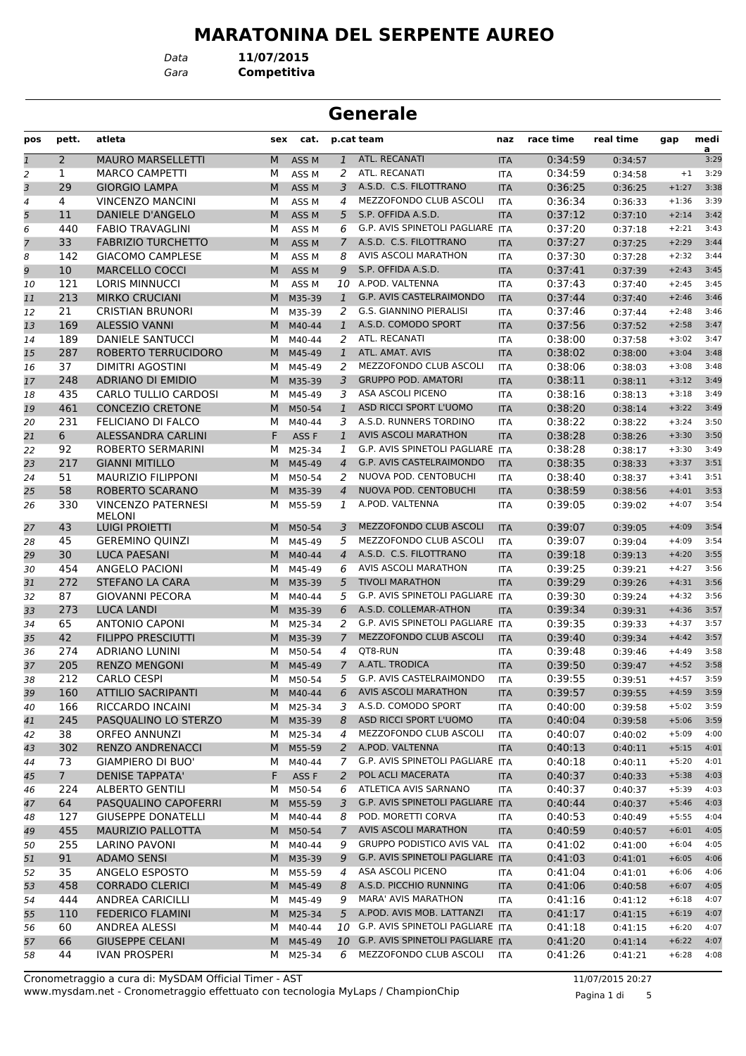# MARATONINA DEL SERPENTE AUREO

*Data* **11/07/2015**
*Gara* **Competitiva**

## Generale

| pos | pett. | atleta | sex | cat. | p.cat | team | naz | race time | real time | gap | media |
|---|---|---|---|---|---|---|---|---|---|---|---|
| 1 | 2 | MAURO MARSELLETTI | M | ASS M | 1 | ATL. RECANATI | ITA | 0:34:59 | 0:34:57 | | 3:29 |
| 2 | 1 | MARCO CAMPETTI | M | ASS M | 2 | ATL. RECANATI | ITA | 0:34:59 | 0:34:58 | +1 | 3:29 |
| 3 | 29 | GIORGIO LAMPA | M | ASS M | 3 | A.S.D. C.S. FILOTTRANO | ITA | 0:36:25 | 0:36:25 | +1:27 | 3:38 |
| 4 | 4 | VINCENZO MANCINI | M | ASS M | 4 | MEZZOFONDO CLUB ASCOLI | ITA | 0:36:34 | 0:36:33 | +1:36 | 3:39 |
| 5 | 11 | DANIELE D'ANGELO | M | ASS M | 5 | S.P. OFFIDA A.S.D. | ITA | 0:37:12 | 0:37:10 | +2:14 | 3:42 |
| 6 | 440 | FABIO TRAVAGLINI | M | ASS M | 6 | G.P. AVIS SPINETOLI PAGLIARE | ITA | 0:37:20 | 0:37:18 | +2:21 | 3:43 |
| 7 | 33 | FABRIZIO TURCHETTO | M | ASS M | 7 | A.S.D. C.S. FILOTTRANO | ITA | 0:37:27 | 0:37:25 | +2:29 | 3:44 |
| 8 | 142 | GIACOMO CAMPLESE | M | ASS M | 8 | AVIS ASCOLI MARATHON | ITA | 0:37:30 | 0:37:28 | +2:32 | 3:44 |
| 9 | 10 | MARCELLO COCCI | M | ASS M | 9 | S.P. OFFIDA A.S.D. | ITA | 0:37:41 | 0:37:39 | +2:43 | 3:45 |
| 10 | 121 | LORIS MINNUCCI | M | ASS M | 10 | A.POD. VALTENNA | ITA | 0:37:43 | 0:37:40 | +2:45 | 3:45 |
| 11 | 213 | MIRKO CRUCIANI | M | M35-39 | 1 | G.P. AVIS CASTELRAIMONDO | ITA | 0:37:44 | 0:37:40 | +2:46 | 3:46 |
| 12 | 21 | CRISTIAN BRUNORI | M | M35-39 | 2 | G.S. GIANNINO PIERALISI | ITA | 0:37:46 | 0:37:44 | +2:48 | 3:46 |
| 13 | 169 | ALESSIO VANNI | M | M40-44 | 1 | A.S.D. COMODO SPORT | ITA | 0:37:56 | 0:37:52 | +2:58 | 3:47 |
| 14 | 189 | DANIELE SANTUCCI | M | M40-44 | 2 | ATL. RECANATI | ITA | 0:38:00 | 0:37:58 | +3:02 | 3:47 |
| 15 | 287 | ROBERTO TERRUCIDORO | M | M45-49 | 1 | ATL. AMAT. AVIS | ITA | 0:38:02 | 0:38:00 | +3:04 | 3:48 |
| 16 | 37 | DIMITRI AGOSTINI | M | M45-49 | 2 | MEZZOFONDO CLUB ASCOLI | ITA | 0:38:06 | 0:38:03 | +3:08 | 3:48 |
| 17 | 248 | ADRIANO DI EMIDIO | M | M35-39 | 3 | GRUPPO POD. AMATORI | ITA | 0:38:11 | 0:38:11 | +3:12 | 3:49 |
| 18 | 435 | CARLO TULLIO CARDOSI | M | M45-49 | 3 | ASA ASCOLI PICENO | ITA | 0:38:16 | 0:38:13 | +3:18 | 3:49 |
| 19 | 461 | CONCEZIO CRETONE | M | M50-54 | 1 | ASD RICCI SPORT L'UOMO | ITA | 0:38:20 | 0:38:14 | +3:22 | 3:49 |
| 20 | 231 | FELICIANO DI FALCO | M | M40-44 | 3 | A.S.D. RUNNERS TORDINO | ITA | 0:38:22 | 0:38:22 | +3:24 | 3:50 |
| 21 | 6 | ALESSANDRA CARLINI | F | ASS F | 1 | AVIS ASCOLI MARATHON | ITA | 0:38:28 | 0:38:26 | +3:30 | 3:50 |
| 22 | 92 | ROBERTO SERMARINI | M | M25-34 | 1 | G.P. AVIS SPINETOLI PAGLIARE | ITA | 0:38:28 | 0:38:17 | +3:30 | 3:49 |
| 23 | 217 | GIANNI MITILLO | M | M45-49 | 4 | G.P. AVIS CASTELRAIMONDO | ITA | 0:38:35 | 0:38:33 | +3:37 | 3:51 |
| 24 | 51 | MAURIZIO FILIPPONI | M | M50-54 | 2 | NUOVA POD. CENTOBUCHI | ITA | 0:38:40 | 0:38:37 | +3:41 | 3:51 |
| 25 | 58 | ROBERTO SCARANO | M | M35-39 | 4 | NUOVA POD. CENTOBUCHI | ITA | 0:38:59 | 0:38:56 | +4:01 | 3:53 |
| 26 | 330 | VINCENZO PATERNESI MELONI | M | M55-59 | 1 | A.POD. VALTENNA | ITA | 0:39:05 | 0:39:02 | +4:07 | 3:54 |
| 27 | 43 | LUIGI PROIETTI | M | M50-54 | 3 | MEZZOFONDO CLUB ASCOLI | ITA | 0:39:07 | 0:39:05 | +4:09 | 3:54 |
| 28 | 45 | GEREMINO QUINZI | M | M45-49 | 5 | MEZZOFONDO CLUB ASCOLI | ITA | 0:39:07 | 0:39:04 | +4:09 | 3:54 |
| 29 | 30 | LUCA PAESANI | M | M40-44 | 4 | A.S.D. C.S. FILOTTRANO | ITA | 0:39:18 | 0:39:13 | +4:20 | 3:55 |
| 30 | 454 | ANGELO PACIONI | M | M45-49 | 6 | AVIS ASCOLI MARATHON | ITA | 0:39:25 | 0:39:21 | +4:27 | 3:56 |
| 31 | 272 | STEFANO LA CARA | M | M35-39 | 5 | TIVOLI MARATHON | ITA | 0:39:29 | 0:39:26 | +4:31 | 3:56 |
| 32 | 87 | GIOVANNI PECORA | M | M40-44 | 5 | G.P. AVIS SPINETOLI PAGLIARE | ITA | 0:39:30 | 0:39:24 | +4:32 | 3:56 |
| 33 | 273 | LUCA LANDI | M | M35-39 | 6 | A.S.D. COLLEMAR-ATHON | ITA | 0:39:34 | 0:39:31 | +4:36 | 3:57 |
| 34 | 65 | ANTONIO CAPONI | M | M25-34 | 2 | G.P. AVIS SPINETOLI PAGLIARE | ITA | 0:39:35 | 0:39:33 | +4:37 | 3:57 |
| 35 | 42 | FILIPPO PRESCIUTTI | M | M35-39 | 7 | MEZZOFONDO CLUB ASCOLI | ITA | 0:39:40 | 0:39:34 | +4:42 | 3:57 |
| 36 | 274 | ADRIANO LUNINI | M | M50-54 | 4 | QT8-RUN | ITA | 0:39:48 | 0:39:46 | +4:49 | 3:58 |
| 37 | 205 | RENZO MENGONI | M | M45-49 | 7 | A.ATL. TRODICA | ITA | 0:39:50 | 0:39:47 | +4:52 | 3:58 |
| 38 | 212 | CARLO CESPI | M | M50-54 | 5 | G.P. AVIS CASTELRAIMONDO | ITA | 0:39:55 | 0:39:51 | +4:57 | 3:59 |
| 39 | 160 | ATTILIO SACRIPANTI | M | M40-44 | 6 | AVIS ASCOLI MARATHON | ITA | 0:39:57 | 0:39:55 | +4:59 | 3:59 |
| 40 | 166 | RICCARDO INCAINI | M | M25-34 | 3 | A.S.D. COMODO SPORT | ITA | 0:40:00 | 0:39:58 | +5:02 | 3:59 |
| 41 | 245 | PASQUALINO LO STERZO | M | M35-39 | 8 | ASD RICCI SPORT L'UOMO | ITA | 0:40:04 | 0:39:58 | +5:06 | 3:59 |
| 42 | 38 | ORFEO ANNUNZI | M | M25-34 | 4 | MEZZOFONDO CLUB ASCOLI | ITA | 0:40:07 | 0:40:02 | +5:09 | 4:00 |
| 43 | 302 | RENZO ANDRENACCI | M | M55-59 | 2 | A.POD. VALTENNA | ITA | 0:40:13 | 0:40:11 | +5:15 | 4:01 |
| 44 | 73 | GIAMPIERO DI BUO' | M | M40-44 | 7 | G.P. AVIS SPINETOLI PAGLIARE | ITA | 0:40:18 | 0:40:11 | +5:20 | 4:01 |
| 45 | 7 | DENISE TAPPATA' | F | ASS F | 2 | POL ACLI MACERATA | ITA | 0:40:37 | 0:40:33 | +5:38 | 4:03 |
| 46 | 224 | ALBERTO GENTILI | M | M50-54 | 6 | ATLETICA AVIS SARNANO | ITA | 0:40:37 | 0:40:37 | +5:39 | 4:03 |
| 47 | 64 | PASQUALINO CAPOFERRI | M | M55-59 | 3 | G.P. AVIS SPINETOLI PAGLIARE | ITA | 0:40:44 | 0:40:37 | +5:46 | 4:03 |
| 48 | 127 | GIUSEPPE DONATELLI | M | M40-44 | 8 | POD. MORETTI CORVA | ITA | 0:40:53 | 0:40:49 | +5:55 | 4:04 |
| 49 | 455 | MAURIZIO PALLOTTA | M | M50-54 | 7 | AVIS ASCOLI MARATHON | ITA | 0:40:59 | 0:40:57 | +6:01 | 4:05 |
| 50 | 255 | LARINO PAVONI | M | M40-44 | 9 | GRUPPO PODISTICO AVIS VAL | ITA | 0:41:02 | 0:41:00 | +6:04 | 4:05 |
| 51 | 91 | ADAMO SENSI | M | M35-39 | 9 | G.P. AVIS SPINETOLI PAGLIARE | ITA | 0:41:03 | 0:41:01 | +6:05 | 4:06 |
| 52 | 35 | ANGELO ESPOSTO | M | M55-59 | 4 | ASA ASCOLI PICENO | ITA | 0:41:04 | 0:41:01 | +6:06 | 4:06 |
| 53 | 458 | CORRADO CLERICI | M | M45-49 | 8 | A.S.D. PICCHIO RUNNING | ITA | 0:41:06 | 0:40:58 | +6:07 | 4:05 |
| 54 | 444 | ANDREA CARICILLI | M | M45-49 | 9 | MARA' AVIS MARATHON | ITA | 0:41:16 | 0:41:12 | +6:18 | 4:07 |
| 55 | 110 | FEDERICO FLAMINI | M | M25-34 | 5 | A.POD. AVIS MOB. LATTANZI | ITA | 0:41:17 | 0:41:15 | +6:19 | 4:07 |
| 56 | 60 | ANDREA ALESSI | M | M40-44 | 10 | G.P. AVIS SPINETOLI PAGLIARE | ITA | 0:41:18 | 0:41:15 | +6:20 | 4:07 |
| 57 | 66 | GIUSEPPE CELANI | M | M45-49 | 10 | G.P. AVIS SPINETOLI PAGLIARE | ITA | 0:41:20 | 0:41:14 | +6:22 | 4:07 |
| 58 | 44 | IVAN PROSPERI | M | M25-34 | 6 | MEZZOFONDO CLUB ASCOLI | ITA | 0:41:26 | 0:41:21 | +6:28 | 4:08 |

Cronometraggio a cura di: MySDAM Official Timer - AST
www.mysdam.net - Cronometraggio effettuato con tecnologia MyLaps / ChampionChip

11/07/2015 20:27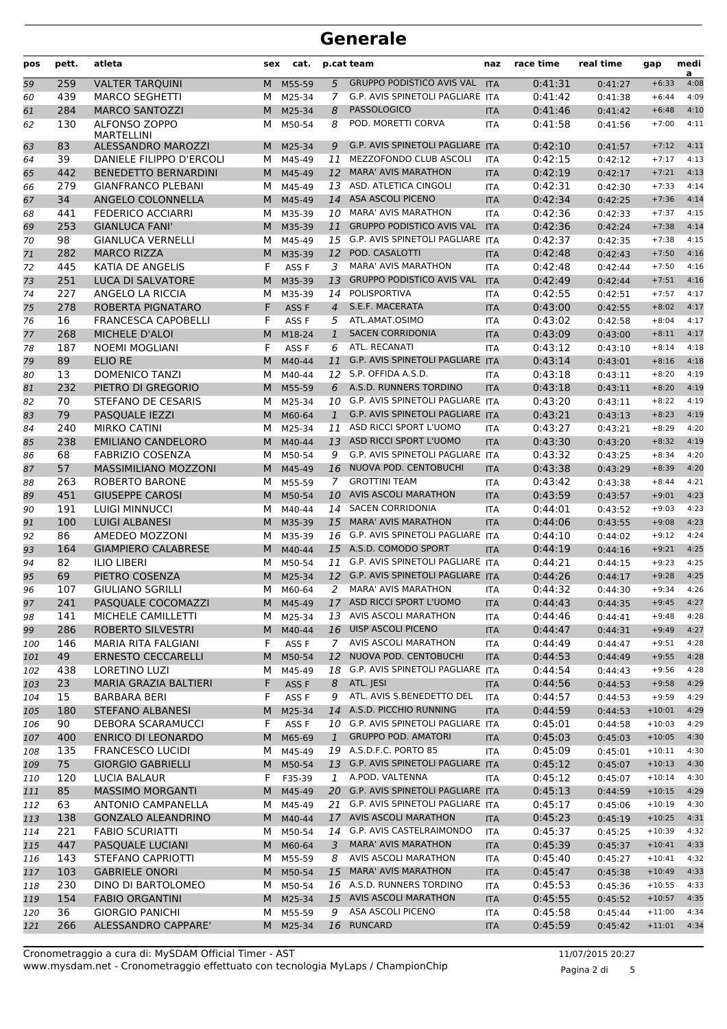# Generale

| pos | pett. | atleta | sex | cat. | p.cat | team | naz | race time | real time | gap | media |
|---|---|---|---|---|---|---|---|---|---|---|---|
| 59 | 259 | VALTER TARQUINI | M | M55-59 | 5 | GRUPPO PODISTICO AVIS VAL | ITA | 0:41:31 | 0:41:27 | +6:33 | 4:08 |
| 60 | 439 | MARCO SEGHETTI | M | M25-34 | 7 | G.P. AVIS SPINETOLI PAGLIARE | ITA | 0:41:42 | 0:41:38 | +6:44 | 4:09 |
| 61 | 284 | MARCO SANTOZZI | M | M25-34 | 8 | PASSOLOGICO | ITA | 0:41:46 | 0:41:42 | +6:48 | 4:10 |
| 62 | 130 | ALFONSO ZOPPO MARTELLINI | M | M50-54 | 8 | POD. MORETTI CORVA | ITA | 0:41:58 | 0:41:56 | +7:00 | 4:11 |
| 63 | 83 | ALESSANDRO MAROZZI | M | M25-34 | 9 | G.P. AVIS SPINETOLI PAGLIARE | ITA | 0:42:10 | 0:41:57 | +7:12 | 4:11 |
| 64 | 39 | DANIELE FILIPPO D'ERCOLI | M | M45-49 | 11 | MEZZOFONDO CLUB ASCOLI | ITA | 0:42:15 | 0:42:12 | +7:17 | 4:13 |
| 65 | 442 | BENEDETTO BERNARDINI | M | M45-49 | 12 | MARA' AVIS MARATHON | ITA | 0:42:19 | 0:42:17 | +7:21 | 4:13 |
| 66 | 279 | GIANFRANCO PLEBANI | M | M45-49 | 13 | ASD. ATLETICA CINGOLI | ITA | 0:42:31 | 0:42:30 | +7:33 | 4:14 |
| 67 | 34 | ANGELO COLONNELLA | M | M45-49 | 14 | ASA ASCOLI PICENO | ITA | 0:42:34 | 0:42:25 | +7:36 | 4:14 |
| 68 | 441 | FEDERICO ACCIARRI | M | M35-39 | 10 | MARA' AVIS MARATHON | ITA | 0:42:36 | 0:42:33 | +7:37 | 4:15 |
| 69 | 253 | GIANLUCA FANI' | M | M35-39 | 11 | GRUPPO PODISTICO AVIS VAL | ITA | 0:42:36 | 0:42:24 | +7:38 | 4:14 |
| 70 | 98 | GIANLUCA VERNELLI | M | M45-49 | 15 | G.P. AVIS SPINETOLI PAGLIARE | ITA | 0:42:37 | 0:42:35 | +7:38 | 4:15 |
| 71 | 282 | MARCO RIZZA | M | M35-39 | 12 | POD. CASALOTTI | ITA | 0:42:48 | 0:42:43 | +7:50 | 4:16 |
| 72 | 445 | KATIA DE ANGELIS | F | ASS F | 3 | MARA' AVIS MARATHON | ITA | 0:42:48 | 0:42:44 | +7:50 | 4:16 |
| 73 | 251 | LUCA DI SALVATORE | M | M35-39 | 13 | GRUPPO PODISTICO AVIS VAL | ITA | 0:42:49 | 0:42:44 | +7:51 | 4:16 |
| 74 | 227 | ANGELO LA RICCIA | M | M35-39 | 14 | POLISPORTIVA | ITA | 0:42:55 | 0:42:51 | +7:57 | 4:17 |
| 75 | 278 | ROBERTA PIGNATARO | F | ASS F | 4 | S.E.F. MACERATA | ITA | 0:43:00 | 0:42:55 | +8:02 | 4:17 |
| 76 | 16 | FRANCESCA CAPOBELLI | F | ASS F | 5 | ATL.AMAT.OSIMO | ITA | 0:43:02 | 0:42:58 | +8:04 | 4:17 |
| 77 | 268 | MICHELE D'ALOI | M | M18-24 | 1 | SACEN CORRIDONIA | ITA | 0:43:09 | 0:43:00 | +8:11 | 4:17 |
| 78 | 187 | NOEMI MOGLIANI | F | ASS F | 6 | ATL. RECANATI | ITA | 0:43:12 | 0:43:10 | +8:14 | 4:18 |
| 79 | 89 | ELIO RE | M | M40-44 | 11 | G.P. AVIS SPINETOLI PAGLIARE | ITA | 0:43:14 | 0:43:01 | +8:16 | 4:18 |
| 80 | 13 | DOMENICO TANZI | M | M40-44 | 12 | S.P. OFFIDA A.S.D. | ITA | 0:43:18 | 0:43:11 | +8:20 | 4:19 |
| 81 | 232 | PIETRO DI GREGORIO | M | M55-59 | 6 | A.S.D. RUNNERS TORDINO | ITA | 0:43:18 | 0:43:11 | +8:20 | 4:19 |
| 82 | 70 | STEFANO DE CESARIS | M | M25-34 | 10 | G.P. AVIS SPINETOLI PAGLIARE | ITA | 0:43:20 | 0:43:11 | +8:22 | 4:19 |
| 83 | 79 | PASQUALE IEZZI | M | M60-64 | 1 | G.P. AVIS SPINETOLI PAGLIARE | ITA | 0:43:21 | 0:43:13 | +8:23 | 4:19 |
| 84 | 240 | MIRKO CATINI | M | M25-34 | 11 | ASD RICCI SPORT L'UOMO | ITA | 0:43:27 | 0:43:21 | +8:29 | 4:20 |
| 85 | 238 | EMILIANO CANDELORO | M | M40-44 | 13 | ASD RICCI SPORT L'UOMO | ITA | 0:43:30 | 0:43:20 | +8:32 | 4:19 |
| 86 | 68 | FABRIZIO COSENZA | M | M50-54 | 9 | G.P. AVIS SPINETOLI PAGLIARE | ITA | 0:43:32 | 0:43:25 | +8:34 | 4:20 |
| 87 | 57 | MASSIMILIANO MOZZONI | M | M45-49 | 16 | NUOVA POD. CENTOBUCHI | ITA | 0:43:38 | 0:43:29 | +8:39 | 4:20 |
| 88 | 263 | ROBERTO BARONE | M | M55-59 | 7 | GROTTINI TEAM | ITA | 0:43:42 | 0:43:38 | +8:44 | 4:21 |
| 89 | 451 | GIUSEPPE CAROSI | M | M50-54 | 10 | AVIS ASCOLI MARATHON | ITA | 0:43:59 | 0:43:57 | +9:01 | 4:23 |
| 90 | 191 | LUIGI MINNUCCI | M | M40-44 | 14 | SACEN CORRIDONIA | ITA | 0:44:01 | 0:43:52 | +9:03 | 4:23 |
| 91 | 100 | LUIGI ALBANESI | M | M35-39 | 15 | MARA' AVIS MARATHON | ITA | 0:44:06 | 0:43:55 | +9:08 | 4:23 |
| 92 | 86 | AMEDEO MOZZONI | M | M35-39 | 16 | G.P. AVIS SPINETOLI PAGLIARE | ITA | 0:44:10 | 0:44:02 | +9:12 | 4:24 |
| 93 | 164 | GIAMPIERO CALABRESE | M | M40-44 | 15 | A.S.D. COMODO SPORT | ITA | 0:44:19 | 0:44:16 | +9:21 | 4:25 |
| 94 | 82 | ILIO LIBERI | M | M50-54 | 11 | G.P. AVIS SPINETOLI PAGLIARE | ITA | 0:44:21 | 0:44:15 | +9:23 | 4:25 |
| 95 | 69 | PIETRO COSENZA | M | M25-34 | 12 | G.P. AVIS SPINETOLI PAGLIARE | ITA | 0:44:26 | 0:44:17 | +9:28 | 4:25 |
| 96 | 107 | GIULIANO SGRILLI | M | M60-64 | 2 | MARA' AVIS MARATHON | ITA | 0:44:32 | 0:44:30 | +9:34 | 4:26 |
| 97 | 241 | PASQUALE COCOMAZZI | M | M45-49 | 17 | ASD RICCI SPORT L'UOMO | ITA | 0:44:43 | 0:44:35 | +9:45 | 4:27 |
| 98 | 141 | MICHELE CAMILLETTI | M | M25-34 | 13 | AVIS ASCOLI MARATHON | ITA | 0:44:46 | 0:44:41 | +9:48 | 4:28 |
| 99 | 286 | ROBERTO SILVESTRI | M | M40-44 | 16 | UISP ASCOLI PICENO | ITA | 0:44:47 | 0:44:31 | +9:49 | 4:27 |
| 100 | 146 | MARIA RITA FALGIANI | F | ASS F | 7 | AVIS ASCOLI MARATHON | ITA | 0:44:49 | 0:44:47 | +9:51 | 4:28 |
| 101 | 49 | ERNESTO CECCARELLI | M | M50-54 | 12 | NUOVA POD. CENTOBUCHI | ITA | 0:44:53 | 0:44:49 | +9:55 | 4:28 |
| 102 | 438 | LORETINO LUZI | M | M45-49 | 18 | G.P. AVIS SPINETOLI PAGLIARE | ITA | 0:44:54 | 0:44:43 | +9:56 | 4:28 |
| 103 | 23 | MARIA GRAZIA BALTIERI | F | ASS F | 8 | ATL. JESI | ITA | 0:44:56 | 0:44:53 | +9:58 | 4:29 |
| 104 | 15 | BARBARA BERI | F | ASS F | 9 | ATL. AVIS S.BENEDETTO DEL | ITA | 0:44:57 | 0:44:53 | +9:59 | 4:29 |
| 105 | 180 | STEFANO ALBANESI | M | M25-34 | 14 | A.S.D. PICCHIO RUNNING | ITA | 0:44:59 | 0:44:53 | +10:01 | 4:29 |
| 106 | 90 | DEBORA SCARAMUCCI | F | ASS F | 10 | G.P. AVIS SPINETOLI PAGLIARE | ITA | 0:45:01 | 0:44:58 | +10:03 | 4:29 |
| 107 | 400 | ENRICO DI LEONARDO | M | M65-69 | 1 | GRUPPO POD. AMATORI | ITA | 0:45:03 | 0:45:03 | +10:05 | 4:30 |
| 108 | 135 | FRANCESCO LUCIDI | M | M45-49 | 19 | A.S.D.F.C. PORTO 85 | ITA | 0:45:09 | 0:45:01 | +10:11 | 4:30 |
| 109 | 75 | GIORGIO GABRIELLI | M | M50-54 | 13 | G.P. AVIS SPINETOLI PAGLIARE | ITA | 0:45:12 | 0:45:07 | +10:13 | 4:30 |
| 110 | 120 | LUCIA BALAUR | F | F35-39 | 1 | A.POD. VALTENNA | ITA | 0:45:12 | 0:45:07 | +10:14 | 4:30 |
| 111 | 85 | MASSIMO MORGANTI | M | M45-49 | 20 | G.P. AVIS SPINETOLI PAGLIARE | ITA | 0:45:13 | 0:44:59 | +10:15 | 4:29 |
| 112 | 63 | ANTONIO CAMPANELLA | M | M45-49 | 21 | G.P. AVIS SPINETOLI PAGLIARE | ITA | 0:45:17 | 0:45:06 | +10:19 | 4:30 |
| 113 | 138 | GONZALO ALEANDRINO | M | M40-44 | 17 | AVIS ASCOLI MARATHON | ITA | 0:45:23 | 0:45:19 | +10:25 | 4:31 |
| 114 | 221 | FABIO SCURIATTI | M | M50-54 | 14 | G.P. AVIS CASTELRAIMONDO | ITA | 0:45:37 | 0:45:25 | +10:39 | 4:32 |
| 115 | 447 | PASQUALE LUCIANI | M | M60-64 | 3 | MARA' AVIS MARATHON | ITA | 0:45:39 | 0:45:37 | +10:41 | 4:33 |
| 116 | 143 | STEFANO CAPRIOTTI | M | M55-59 | 8 | AVIS ASCOLI MARATHON | ITA | 0:45:40 | 0:45:27 | +10:41 | 4:32 |
| 117 | 103 | GABRIELE ONORI | M | M50-54 | 15 | MARA' AVIS MARATHON | ITA | 0:45:47 | 0:45:38 | +10:49 | 4:33 |
| 118 | 230 | DINO DI BARTOLOMEO | M | M50-54 | 16 | A.S.D. RUNNERS TORDINO | ITA | 0:45:53 | 0:45:36 | +10:55 | 4:33 |
| 119 | 154 | FABIO ORGANTINI | M | M25-34 | 15 | AVIS ASCOLI MARATHON | ITA | 0:45:55 | 0:45:52 | +10:57 | 4:35 |
| 120 | 36 | GIORGIO PANICHI | M | M55-59 | 9 | ASA ASCOLI PICENO | ITA | 0:45:58 | 0:45:44 | +11:00 | 4:34 |
| 121 | 266 | ALESSANDRO CAPPARE' | M | M25-34 | 16 | RUNCARD | ITA | 0:45:59 | 0:45:42 | +11:01 | 4:34 |

Cronometraggio a cura di: MySDAM Official Timer - AST
www.mysdam.net - Cronometraggio effettuato con tecnologia MyLaps / ChampionChip

11/07/2015 20:27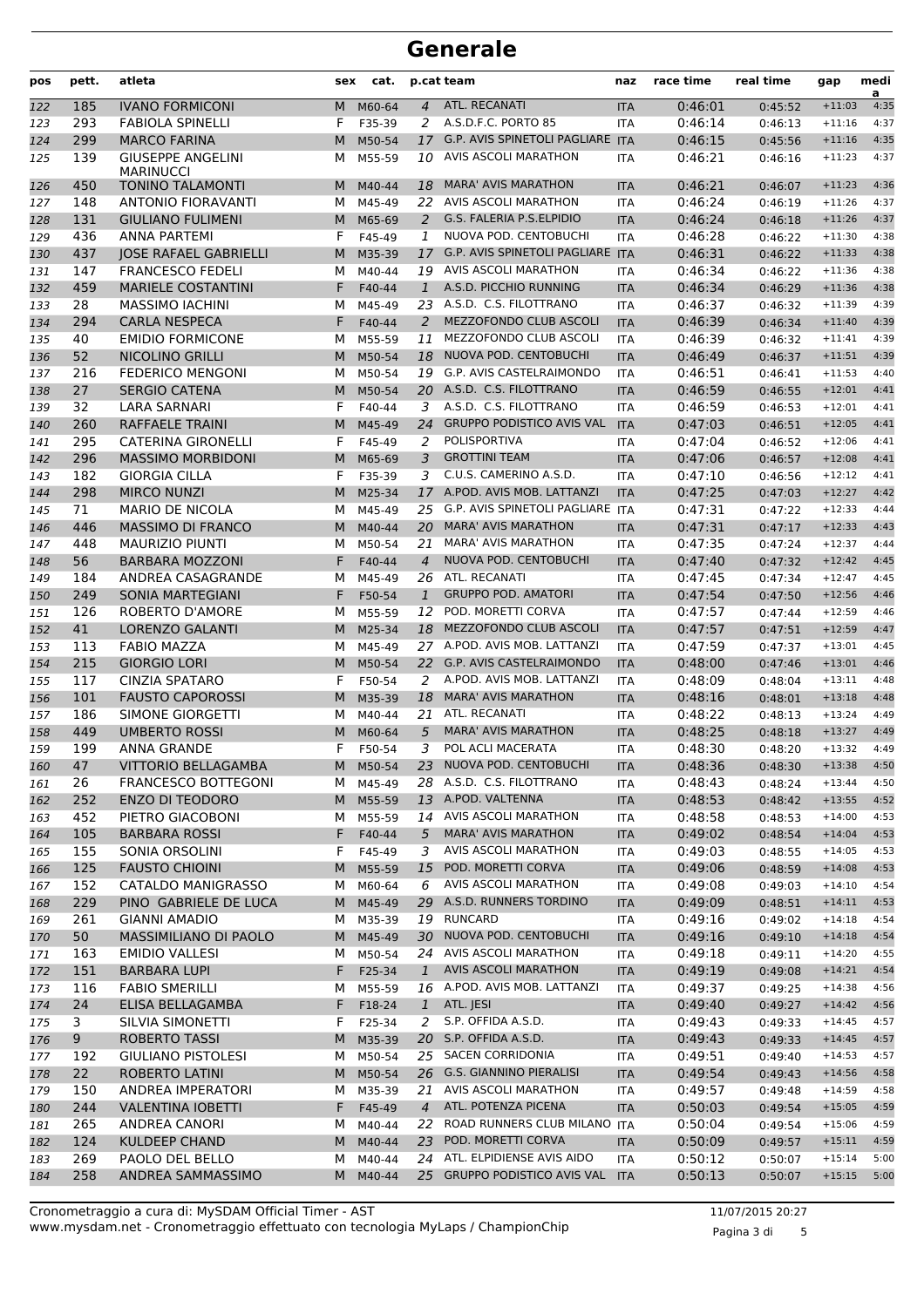# Generale

| pos | pett. | atleta | sex | cat. | p.cat | team | naz | race time | real time | gap | media |
|---|---|---|---|---|---|---|---|---|---|---|---|
| 122 | 185 | IVANO FORMICONI | M | M60-64 | 4 | ATL. RECANATI | ITA | 0:46:01 | 0:45:52 | +11:03 | 4:35 |
| 123 | 293 | FABIOLA SPINELLI | F | F35-39 | 2 | A.S.D.F.C. PORTO 85 | ITA | 0:46:14 | 0:46:13 | +11:16 | 4:37 |
| 124 | 299 | MARCO FARINA | M | M50-54 | 17 | G.P. AVIS SPINETOLI PAGLIARE | ITA | 0:46:15 | 0:45:56 | +11:16 | 4:35 |
| 125 | 139 | GIUSEPPE ANGELINI MARINUCCI | M | M55-59 | 10 | AVIS ASCOLI MARATHON | ITA | 0:46:21 | 0:46:16 | +11:23 | 4:37 |
| 126 | 450 | TONINO TALAMONTI | M | M40-44 | 18 | MARA' AVIS MARATHON | ITA | 0:46:21 | 0:46:07 | +11:23 | 4:36 |
| 127 | 148 | ANTONIO FIORAVANTI | M | M45-49 | 22 | AVIS ASCOLI MARATHON | ITA | 0:46:24 | 0:46:19 | +11:26 | 4:37 |
| 128 | 131 | GIULIANO FULIMENI | M | M65-69 | 2 | G.S. FALERIA P.S.ELPIDIO | ITA | 0:46:24 | 0:46:18 | +11:26 | 4:37 |
| 129 | 436 | ANNA PARTEMI | F | F45-49 | 1 | NUOVA POD. CENTOBUCHI | ITA | 0:46:28 | 0:46:22 | +11:30 | 4:38 |
| 130 | 437 | JOSE RAFAEL GABRIELLI | M | M35-39 | 17 | G.P. AVIS SPINETOLI PAGLIARE | ITA | 0:46:31 | 0:46:22 | +11:33 | 4:38 |
| 131 | 147 | FRANCESCO FEDELI | M | M40-44 | 19 | AVIS ASCOLI MARATHON | ITA | 0:46:34 | 0:46:22 | +11:36 | 4:38 |
| 132 | 459 | MARIELE COSTANTINI | F | F40-44 | 1 | A.S.D. PICCHIO RUNNING | ITA | 0:46:34 | 0:46:29 | +11:36 | 4:38 |
| 133 | 28 | MASSIMO IACHINI | M | M45-49 | 23 | A.S.D. C.S. FILOTTRANO | ITA | 0:46:37 | 0:46:32 | +11:39 | 4:39 |
| 134 | 294 | CARLA NESPECA | F | F40-44 | 2 | MEZZOFONDO CLUB ASCOLI | ITA | 0:46:39 | 0:46:34 | +11:40 | 4:39 |
| 135 | 40 | EMIDIO FORMICONE | M | M55-59 | 11 | MEZZOFONDO CLUB ASCOLI | ITA | 0:46:39 | 0:46:32 | +11:41 | 4:39 |
| 136 | 52 | NICOLINO GRILLI | M | M50-54 | 18 | NUOVA POD. CENTOBUCHI | ITA | 0:46:49 | 0:46:37 | +11:51 | 4:39 |
| 137 | 216 | FEDERICO MENGONI | M | M50-54 | 19 | G.P. AVIS CASTELRAIMONDO | ITA | 0:46:51 | 0:46:41 | +11:53 | 4:40 |
| 138 | 27 | SERGIO CATENA | M | M50-54 | 20 | A.S.D. C.S. FILOTTRANO | ITA | 0:46:59 | 0:46:55 | +12:01 | 4:41 |
| 139 | 32 | LARA SARNARI | F | F40-44 | 3 | A.S.D. C.S. FILOTTRANO | ITA | 0:46:59 | 0:46:53 | +12:01 | 4:41 |
| 140 | 260 | RAFFAELE TRAINI | M | M45-49 | 24 | GRUPPO PODISTICO AVIS VAL | ITA | 0:47:03 | 0:46:51 | +12:05 | 4:41 |
| 141 | 295 | CATERINA GIRONELLI | F | F45-49 | 2 | POLISPORTIVA | ITA | 0:47:04 | 0:46:52 | +12:06 | 4:41 |
| 142 | 296 | MASSIMO MORBIDONI | M | M65-69 | 3 | GROTTINI TEAM | ITA | 0:47:06 | 0:46:57 | +12:08 | 4:41 |
| 143 | 182 | GIORGIA CILLA | F | F35-39 | 3 | C.U.S. CAMERINO A.S.D. | ITA | 0:47:10 | 0:46:56 | +12:12 | 4:41 |
| 144 | 298 | MIRCO NUNZI | M | M25-34 | 17 | A.POD. AVIS MOB. LATTANZI | ITA | 0:47:25 | 0:47:03 | +12:27 | 4:42 |
| 145 | 71 | MARIO DE NICOLA | M | M45-49 | 25 | G.P. AVIS SPINETOLI PAGLIARE | ITA | 0:47:31 | 0:47:22 | +12:33 | 4:44 |
| 146 | 446 | MASSIMO DI FRANCO | M | M40-44 | 20 | MARA' AVIS MARATHON | ITA | 0:47:31 | 0:47:17 | +12:33 | 4:43 |
| 147 | 448 | MAURIZIO PIUNTI | M | M50-54 | 21 | MARA' AVIS MARATHON | ITA | 0:47:35 | 0:47:24 | +12:37 | 4:44 |
| 148 | 56 | BARBARA MOZZONI | F | F40-44 | 4 | NUOVA POD. CENTOBUCHI | ITA | 0:47:40 | 0:47:32 | +12:42 | 4:45 |
| 149 | 184 | ANDREA CASAGRANDE | M | M45-49 | 26 | ATL. RECANATI | ITA | 0:47:45 | 0:47:34 | +12:47 | 4:45 |
| 150 | 249 | SONIA MARTEGIANI | F | F50-54 | 1 | GRUPPO POD. AMATORI | ITA | 0:47:54 | 0:47:50 | +12:56 | 4:46 |
| 151 | 126 | ROBERTO D'AMORE | M | M55-59 | 12 | POD. MORETTI CORVA | ITA | 0:47:57 | 0:47:44 | +12:59 | 4:46 |
| 152 | 41 | LORENZO GALANTI | M | M25-34 | 18 | MEZZOFONDO CLUB ASCOLI | ITA | 0:47:57 | 0:47:51 | +12:59 | 4:47 |
| 153 | 113 | FABIO MAZZA | M | M45-49 | 27 | A.POD. AVIS MOB. LATTANZI | ITA | 0:47:59 | 0:47:37 | +13:01 | 4:45 |
| 154 | 215 | GIORGIO LORI | M | M50-54 | 22 | G.P. AVIS CASTELRAIMONDO | ITA | 0:48:00 | 0:47:46 | +13:01 | 4:46 |
| 155 | 117 | CINZIA SPATARO | F | F50-54 | 2 | A.POD. AVIS MOB. LATTANZI | ITA | 0:48:09 | 0:48:04 | +13:11 | 4:48 |
| 156 | 101 | FAUSTO CAPOROSSI | M | M35-39 | 18 | MARA' AVIS MARATHON | ITA | 0:48:16 | 0:48:01 | +13:18 | 4:48 |
| 157 | 186 | SIMONE GIORGETTI | M | M40-44 | 21 | ATL. RECANATI | ITA | 0:48:22 | 0:48:13 | +13:24 | 4:49 |
| 158 | 449 | UMBERTO ROSSI | M | M60-64 | 5 | MARA' AVIS MARATHON | ITA | 0:48:25 | 0:48:18 | +13:27 | 4:49 |
| 159 | 199 | ANNA GRANDE | F | F50-54 | 3 | POL ACLI MACERATA | ITA | 0:48:30 | 0:48:20 | +13:32 | 4:49 |
| 160 | 47 | VITTORIO BELLAGAMBA | M | M50-54 | 23 | NUOVA POD. CENTOBUCHI | ITA | 0:48:36 | 0:48:30 | +13:38 | 4:50 |
| 161 | 26 | FRANCESCO BOTTEGONI | M | M45-49 | 28 | A.S.D. C.S. FILOTTRANO | ITA | 0:48:43 | 0:48:24 | +13:44 | 4:50 |
| 162 | 252 | ENZO DI TEODORO | M | M55-59 | 13 | A.POD. VALTENNA | ITA | 0:48:53 | 0:48:42 | +13:55 | 4:52 |
| 163 | 452 | PIETRO GIACOBONI | M | M55-59 | 14 | AVIS ASCOLI MARATHON | ITA | 0:48:58 | 0:48:53 | +14:00 | 4:53 |
| 164 | 105 | BARBARA ROSSI | F | F40-44 | 5 | MARA' AVIS MARATHON | ITA | 0:49:02 | 0:48:54 | +14:04 | 4:53 |
| 165 | 155 | SONIA ORSOLINI | F | F45-49 | 3 | AVIS ASCOLI MARATHON | ITA | 0:49:03 | 0:48:55 | +14:05 | 4:53 |
| 166 | 125 | FAUSTO CHIOINI | M | M55-59 | 15 | POD. MORETTI CORVA | ITA | 0:49:06 | 0:48:59 | +14:08 | 4:53 |
| 167 | 152 | CATALDO MANIGRASSO | M | M60-64 | 6 | AVIS ASCOLI MARATHON | ITA | 0:49:08 | 0:49:03 | +14:10 | 4:54 |
| 168 | 229 | PINO GABRIELE DE LUCA | M | M45-49 | 29 | A.S.D. RUNNERS TORDINO | ITA | 0:49:09 | 0:48:51 | +14:11 | 4:53 |
| 169 | 261 | GIANNI AMADIO | M | M35-39 | 19 | RUNCARD | ITA | 0:49:16 | 0:49:02 | +14:18 | 4:54 |
| 170 | 50 | MASSIMILIANO DI PAOLO | M | M45-49 | 30 | NUOVA POD. CENTOBUCHI | ITA | 0:49:16 | 0:49:10 | +14:18 | 4:54 |
| 171 | 163 | EMIDIO VALLESI | M | M50-54 | 24 | AVIS ASCOLI MARATHON | ITA | 0:49:18 | 0:49:11 | +14:20 | 4:55 |
| 172 | 151 | BARBARA LUPI | F | F25-34 | 1 | AVIS ASCOLI MARATHON | ITA | 0:49:19 | 0:49:08 | +14:21 | 4:54 |
| 173 | 116 | FABIO SMERILLI | M | M55-59 | 16 | A.POD. AVIS MOB. LATTANZI | ITA | 0:49:37 | 0:49:25 | +14:38 | 4:56 |
| 174 | 24 | ELISA BELLAGAMBA | F | F18-24 | 1 | ATL. JESI | ITA | 0:49:40 | 0:49:27 | +14:42 | 4:56 |
| 175 | 3 | SILVIA SIMONETTI | F | F25-34 | 2 | S.P. OFFIDA A.S.D. | ITA | 0:49:43 | 0:49:33 | +14:45 | 4:57 |
| 176 | 9 | ROBERTO TASSI | M | M35-39 | 20 | S.P. OFFIDA A.S.D. | ITA | 0:49:43 | 0:49:33 | +14:45 | 4:57 |
| 177 | 192 | GIULIANO PISTOLESI | M | M50-54 | 25 | SACEN CORRIDONIA | ITA | 0:49:51 | 0:49:40 | +14:53 | 4:57 |
| 178 | 22 | ROBERTO LATINI | M | M50-54 | 26 | G.S. GIANNINO PIERALISI | ITA | 0:49:54 | 0:49:43 | +14:56 | 4:58 |
| 179 | 150 | ANDREA IMPERATORI | M | M35-39 | 21 | AVIS ASCOLI MARATHON | ITA | 0:49:57 | 0:49:48 | +14:59 | 4:58 |
| 180 | 244 | VALENTINA IOBETTI | F | F45-49 | 4 | ATL. POTENZA PICENA | ITA | 0:50:03 | 0:49:54 | +15:05 | 4:59 |
| 181 | 265 | ANDREA CANORI | M | M40-44 | 22 | ROAD RUNNERS CLUB MILANO | ITA | 0:50:04 | 0:49:54 | +15:06 | 4:59 |
| 182 | 124 | KULDEEP CHAND | M | M40-44 | 23 | POD. MORETTI CORVA | ITA | 0:50:09 | 0:49:57 | +15:11 | 4:59 |
| 183 | 269 | PAOLO DEL BELLO | M | M40-44 | 24 | ATL. ELPIDIENSE AVIS AIDO | ITA | 0:50:12 | 0:50:07 | +15:14 | 5:00 |
| 184 | 258 | ANDREA SAMMASSIMO | M | M40-44 | 25 | GRUPPO PODISTICO AVIS VAL | ITA | 0:50:13 | 0:50:07 | +15:15 | 5:00 |

Cronometraggio a cura di: MySDAM Official Timer - AST
www.mysdam.net - Cronometraggio effettuato con tecnologia MyLaps / ChampionChip

11/07/2015 20:27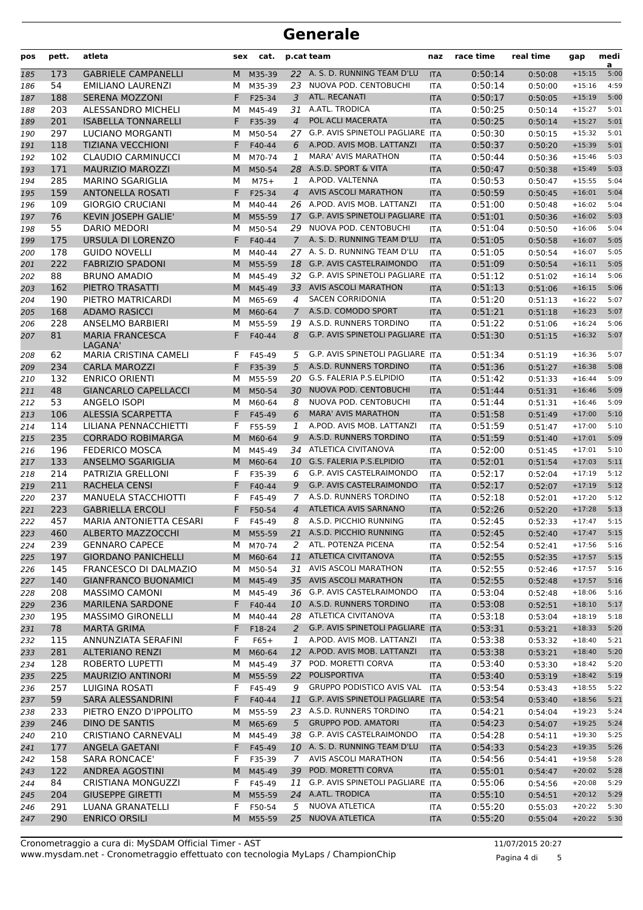# Generale

| pos | pett. | atleta | sex | cat. | p.cat | team | naz | race time | real time | gap | media |
|---|---|---|---|---|---|---|---|---|---|---|---|
| 185 | 173 | GABRIELE CAMPANELLI | M | M35-39 | 22 | A. S. D. RUNNING TEAM D'LU | ITA | 0:50:14 | 0:50:08 | +15:15 | 5:00 |
| 186 | 54 | EMILIANO LAURENZI | M | M35-39 | 23 | NUOVA POD. CENTOBUCHI | ITA | 0:50:14 | 0:50:00 | +15:16 | 4:59 |
| 187 | 188 | SERENA MOZZONI | F | F25-34 | 3 | ATL. RECANATI | ITA | 0:50:17 | 0:50:05 | +15:19 | 5:00 |
| 188 | 203 | ALESSANDRO MICHELI | M | M45-49 | 31 | A.ATL. TRODICA | ITA | 0:50:25 | 0:50:14 | +15:27 | 5:01 |
| 189 | 201 | ISABELLA TONNARELLI | F | F35-39 | 4 | POL ACLI MACERATA | ITA | 0:50:25 | 0:50:14 | +15:27 | 5:01 |
| 190 | 297 | LUCIANO MORGANTI | M | M50-54 | 27 | G.P. AVIS SPINETOLI PAGLIARE | ITA | 0:50:30 | 0:50:15 | +15:32 | 5:01 |
| 191 | 118 | TIZIANA VECCHIONI | F | F40-44 | 6 | A.POD. AVIS MOB. LATTANZI | ITA | 0:50:37 | 0:50:20 | +15:39 | 5:01 |
| 192 | 102 | CLAUDIO CARMINUCCI | M | M70-74 | 1 | MARA' AVIS MARATHON | ITA | 0:50:44 | 0:50:36 | +15:46 | 5:03 |
| 193 | 171 | MAURIZIO MAROZZI | M | M50-54 | 28 | A.S.D. SPORT & VITA | ITA | 0:50:47 | 0:50:38 | +15:49 | 5:03 |
| 194 | 285 | MARINO SGARIGLIA | M | M75+ | 1 | A.POD. VALTENNA | ITA | 0:50:53 | 0:50:47 | +15:55 | 5:04 |
| 195 | 159 | ANTONELLA ROSATI | F | F25-34 | 4 | AVIS ASCOLI MARATHON | ITA | 0:50:59 | 0:50:45 | +16:01 | 5:04 |
| 196 | 109 | GIORGIO CRUCIANI | M | M40-44 | 26 | A.POD. AVIS MOB. LATTANZI | ITA | 0:51:00 | 0:50:48 | +16:02 | 5:04 |
| 197 | 76 | KEVIN JOSEPH GALIE' | M | M55-59 | 17 | G.P. AVIS SPINETOLI PAGLIARE | ITA | 0:51:01 | 0:50:36 | +16:02 | 5:03 |
| 198 | 55 | DARIO MEDORI | M | M50-54 | 29 | NUOVA POD. CENTOBUCHI | ITA | 0:51:04 | 0:50:50 | +16:06 | 5:04 |
| 199 | 175 | URSULA DI LORENZO | F | F40-44 | 7 | A. S. D. RUNNING TEAM D'LU | ITA | 0:51:05 | 0:50:58 | +16:07 | 5:05 |
| 200 | 178 | GUIDO NOVELLI | M | M40-44 | 27 | A. S. D. RUNNING TEAM D'LU | ITA | 0:51:05 | 0:50:54 | +16:07 | 5:05 |
| 201 | 222 | FABRIZIO SPADONI | M | M55-59 | 18 | G.P. AVIS CASTELRAIMONDO | ITA | 0:51:09 | 0:50:54 | +16:11 | 5:05 |
| 202 | 88 | BRUNO AMADIO | M | M45-49 | 32 | G.P. AVIS SPINETOLI PAGLIARE | ITA | 0:51:12 | 0:51:02 | +16:14 | 5:06 |
| 203 | 162 | PIETRO TRASATTI | M | M45-49 | 33 | AVIS ASCOLI MARATHON | ITA | 0:51:13 | 0:51:06 | +16:15 | 5:06 |
| 204 | 190 | PIETRO MATRICARDI | M | M65-69 | 4 | SACEN CORRIDONIA | ITA | 0:51:20 | 0:51:13 | +16:22 | 5:07 |
| 205 | 168 | ADAMO RASICCI | M | M60-64 | 7 | A.S.D. COMODO SPORT | ITA | 0:51:21 | 0:51:18 | +16:23 | 5:07 |
| 206 | 228 | ANSELMO BARBIERI | M | M55-59 | 19 | A.S.D. RUNNERS TORDINO | ITA | 0:51:22 | 0:51:06 | +16:24 | 5:06 |
| 207 | 81 | MARIA FRANCESCA LAGANA' | F | F40-44 | 8 | G.P. AVIS SPINETOLI PAGLIARE | ITA | 0:51:30 | 0:51:15 | +16:32 | 5:07 |
| 208 | 62 | MARIA CRISTINA CAMELI | F | F45-49 | 5 | G.P. AVIS SPINETOLI PAGLIARE | ITA | 0:51:34 | 0:51:19 | +16:36 | 5:07 |
| 209 | 234 | CARLA MAROZZI | F | F35-39 | 5 | A.S.D. RUNNERS TORDINO | ITA | 0:51:36 | 0:51:27 | +16:38 | 5:08 |
| 210 | 132 | ENRICO ORIENTI | M | M55-59 | 20 | G.S. FALERIA P.S.ELPIDIO | ITA | 0:51:42 | 0:51:33 | +16:44 | 5:09 |
| 211 | 48 | GIANCARLO CAPELLACCI | M | M50-54 | 30 | NUOVA POD. CENTOBUCHI | ITA | 0:51:44 | 0:51:31 | +16:46 | 5:09 |
| 212 | 53 | ANGELO ISOPI | M | M60-64 | 8 | NUOVA POD. CENTOBUCHI | ITA | 0:51:44 | 0:51:31 | +16:46 | 5:09 |
| 213 | 106 | ALESSIA SCARPETTA | F | F45-49 | 6 | MARA' AVIS MARATHON | ITA | 0:51:58 | 0:51:49 | +17:00 | 5:10 |
| 214 | 114 | LILIANA PENNACCHIETTI | F | F55-59 | 1 | A.POD. AVIS MOB. LATTANZI | ITA | 0:51:59 | 0:51:47 | +17:00 | 5:10 |
| 215 | 235 | CORRADO ROBIMARGA | M | M60-64 | 9 | A.S.D. RUNNERS TORDINO | ITA | 0:51:59 | 0:51:40 | +17:01 | 5:09 |
| 216 | 196 | FEDERICO MOSCA | M | M45-49 | 34 | ATLETICA CIVITANOVA | ITA | 0:52:00 | 0:51:45 | +17:01 | 5:10 |
| 217 | 133 | ANSELMO SGARIGLIA | M | M60-64 | 10 | G.S. FALERIA P.S.ELPIDIO | ITA | 0:52:01 | 0:51:54 | +17:03 | 5:11 |
| 218 | 214 | PATRIZIA GRELLONI | F | F35-39 | 6 | G.P. AVIS CASTELRAIMONDO | ITA | 0:52:17 | 0:52:04 | +17:19 | 5:12 |
| 219 | 211 | RACHELA CENSI | F | F40-44 | 9 | G.P. AVIS CASTELRAIMONDO | ITA | 0:52:17 | 0:52:07 | +17:19 | 5:12 |
| 220 | 237 | MANUELA STACCHIOTTI | F | F45-49 | 7 | A.S.D. RUNNERS TORDINO | ITA | 0:52:18 | 0:52:01 | +17:20 | 5:12 |
| 221 | 223 | GABRIELLA ERCOLI | F | F50-54 | 4 | ATLETICA AVIS SARNANO | ITA | 0:52:26 | 0:52:20 | +17:28 | 5:13 |
| 222 | 457 | MARIA ANTONIETTA CESARI | F | F45-49 | 8 | A.S.D. PICCHIO RUNNING | ITA | 0:52:45 | 0:52:33 | +17:47 | 5:15 |
| 223 | 460 | ALBERTO MAZZOCCHI | M | M55-59 | 21 | A.S.D. PICCHIO RUNNING | ITA | 0:52:45 | 0:52:40 | +17:47 | 5:15 |
| 224 | 239 | GENNARO CAPECE | M | M70-74 | 2 | ATL. POTENZA PICENA | ITA | 0:52:54 | 0:52:41 | +17:56 | 5:16 |
| 225 | 197 | GIORDANO PANICHELLI | M | M60-64 | 11 | ATLETICA CIVITANOVA | ITA | 0:52:55 | 0:52:35 | +17:57 | 5:15 |
| 226 | 145 | FRANCESCO DI DALMAZIO | M | M50-54 | 31 | AVIS ASCOLI MARATHON | ITA | 0:52:55 | 0:52:46 | +17:57 | 5:16 |
| 227 | 140 | GIANFRANCO BUONAMICI | M | M45-49 | 35 | AVIS ASCOLI MARATHON | ITA | 0:52:55 | 0:52:48 | +17:57 | 5:16 |
| 228 | 208 | MASSIMO CAMONI | M | M45-49 | 36 | G.P. AVIS CASTELRAIMONDO | ITA | 0:53:04 | 0:52:48 | +18:06 | 5:16 |
| 229 | 236 | MARILENA SARDONE | F | F40-44 | 10 | A.S.D. RUNNERS TORDINO | ITA | 0:53:08 | 0:52:51 | +18:10 | 5:17 |
| 230 | 195 | MASSIMO GIRONELLI | M | M40-44 | 28 | ATLETICA CIVITANOVA | ITA | 0:53:18 | 0:53:04 | +18:19 | 5:18 |
| 231 | 78 | MARTA GRIMA | F | F18-24 | 2 | G.P. AVIS SPINETOLI PAGLIARE | ITA | 0:53:31 | 0:53:21 | +18:33 | 5:20 |
| 232 | 115 | ANNUNZIATA SERAFINI | F | F65+ | 1 | A.POD. AVIS MOB. LATTANZI | ITA | 0:53:38 | 0:53:32 | +18:40 | 5:21 |
| 233 | 281 | ALTERIANO RENZI | M | M60-64 | 12 | A.POD. AVIS MOB. LATTANZI | ITA | 0:53:38 | 0:53:21 | +18:40 | 5:20 |
| 234 | 128 | ROBERTO LUPETTI | M | M45-49 | 37 | POD. MORETTI CORVA | ITA | 0:53:40 | 0:53:30 | +18:42 | 5:20 |
| 235 | 225 | MAURIZIO ANTINORI | M | M55-59 | 22 | POLISPORTIVA | ITA | 0:53:40 | 0:53:19 | +18:42 | 5:19 |
| 236 | 257 | LUIGINA ROSATI | F | F45-49 | 9 | GRUPPO PODISTICO AVIS VAL | ITA | 0:53:54 | 0:53:43 | +18:55 | 5:22 |
| 237 | 59 | SARA ALESSANDRINI | F | F40-44 | 11 | G.P. AVIS SPINETOLI PAGLIARE | ITA | 0:53:54 | 0:53:40 | +18:56 | 5:21 |
| 238 | 233 | PIETRO ENZO D'IPPOLITO | M | M55-59 | 23 | A.S.D. RUNNERS TORDINO | ITA | 0:54:21 | 0:54:04 | +19:23 | 5:24 |
| 239 | 246 | DINO DE SANTIS | M | M65-69 | 5 | GRUPPO POD. AMATORI | ITA | 0:54:23 | 0:54:07 | +19:25 | 5:24 |
| 240 | 210 | CRISTIANO CARNEVALI | M | M45-49 | 38 | G.P. AVIS CASTELRAIMONDO | ITA | 0:54:28 | 0:54:11 | +19:30 | 5:25 |
| 241 | 177 | ANGELA GAETANI | F | F45-49 | 10 | A. S. D. RUNNING TEAM D'LU | ITA | 0:54:33 | 0:54:23 | +19:35 | 5:26 |
| 242 | 158 | SARA RONCACE' | F | F35-39 | 7 | AVIS ASCOLI MARATHON | ITA | 0:54:56 | 0:54:41 | +19:58 | 5:28 |
| 243 | 122 | ANDREA AGOSTINI | M | M45-49 | 39 | POD. MORETTI CORVA | ITA | 0:55:01 | 0:54:47 | +20:02 | 5:28 |
| 244 | 84 | CRISTIANA MONGUZZI | F | F45-49 | 11 | G.P. AVIS SPINETOLI PAGLIARE | ITA | 0:55:06 | 0:54:56 | +20:08 | 5:29 |
| 245 | 204 | GIUSEPPE GIRETTI | M | M55-59 | 24 | A.ATL. TRODICA | ITA | 0:55:10 | 0:54:51 | +20:12 | 5:29 |
| 246 | 291 | LUANA GRANATELLI | F | F50-54 | 5 | NUOVA ATLETICA | ITA | 0:55:20 | 0:55:03 | +20:22 | 5:30 |
| 247 | 290 | ENRICO ORSILI | M | M55-59 | 25 | NUOVA ATLETICA | ITA | 0:55:20 | 0:55:04 | +20:22 | 5:30 |

Cronometraggio a cura di: MySDAM Official Timer - AST
www.mysdam.net - Cronometraggio effettuato con tecnologia MyLaps / ChampionChip

11/07/2015 20:27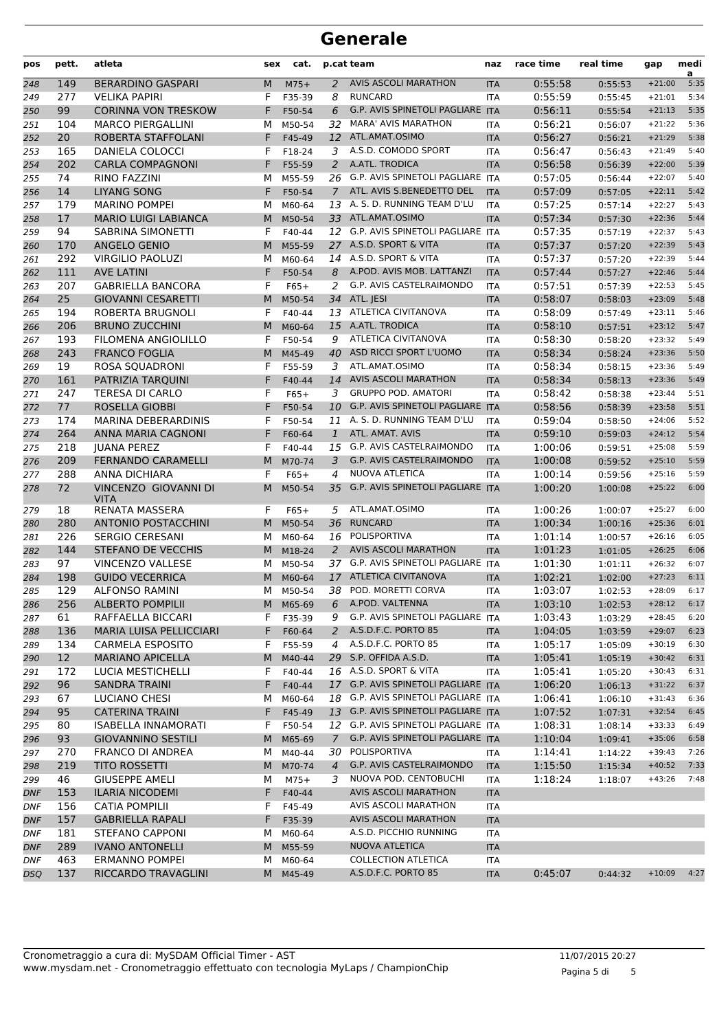# Generale

| pos | pett. | atleta | sex | cat. | p.cat | team | naz | race time | real time | gap | media |
|---|---|---|---|---|---|---|---|---|---|---|---|
| 248 | 149 | BERARDINO GASPARI | M | M75+ | 2 | AVIS ASCOLI MARATHON | ITA | 0:55:58 | 0:55:53 | +21:00 | 5:35 |
| 249 | 277 | VELIKA PAPIRI | F | F35-39 | 8 | RUNCARD | ITA | 0:55:59 | 0:55:45 | +21:01 | 5:34 |
| 250 | 99 | CORINNA VON TRESKOW | F | F50-54 | 6 | G.P. AVIS SPINETOLI PAGLIARE | ITA | 0:56:11 | 0:55:54 | +21:13 | 5:35 |
| 251 | 104 | MARCO PIERGALLINI | M | M50-54 | 32 | MARA' AVIS MARATHON | ITA | 0:56:21 | 0:56:07 | +21:22 | 5:36 |
| 252 | 20 | ROBERTA STAFFOLANI | F | F45-49 | 12 | ATL.AMAT.OSIMO | ITA | 0:56:27 | 0:56:21 | +21:29 | 5:38 |
| 253 | 165 | DANIELA COLOCCI | F | F18-24 | 3 | A.S.D. COMODO SPORT | ITA | 0:56:47 | 0:56:43 | +21:49 | 5:40 |
| 254 | 202 | CARLA COMPAGNONI | F | F55-59 | 2 | A.ATL. TRODICA | ITA | 0:56:58 | 0:56:39 | +22:00 | 5:39 |
| 255 | 74 | RINO FAZZINI | M | M55-59 | 26 | G.P. AVIS SPINETOLI PAGLIARE | ITA | 0:57:05 | 0:56:44 | +22:07 | 5:40 |
| 256 | 14 | LIYANG SONG | F | F50-54 | 7 | ATL. AVIS S.BENEDETTO DEL | ITA | 0:57:09 | 0:57:05 | +22:11 | 5:42 |
| 257 | 179 | MARINO POMPEI | M | M60-64 | 13 | A. S. D. RUNNING TEAM D'LU | ITA | 0:57:25 | 0:57:14 | +22:27 | 5:43 |
| 258 | 17 | MARIO LUIGI LABIANCA | M | M50-54 | 33 | ATL.AMAT.OSIMO | ITA | 0:57:34 | 0:57:30 | +22:36 | 5:44 |
| 259 | 94 | SABRINA SIMONETTI | F | F40-44 | 12 | G.P. AVIS SPINETOLI PAGLIARE | ITA | 0:57:35 | 0:57:19 | +22:37 | 5:43 |
| 260 | 170 | ANGELO GENIO | M | M55-59 | 27 | A.S.D. SPORT & VITA | ITA | 0:57:37 | 0:57:20 | +22:39 | 5:43 |
| 261 | 292 | VIRGILIO PAOLUZI | M | M60-64 | 14 | A.S.D. SPORT & VITA | ITA | 0:57:37 | 0:57:20 | +22:39 | 5:44 |
| 262 | 111 | AVE LATINI | F | F50-54 | 8 | A.POD. AVIS MOB. LATTANZI | ITA | 0:57:44 | 0:57:27 | +22:46 | 5:44 |
| 263 | 207 | GABRIELLA BANCORA | F | F65+ | 2 | G.P. AVIS CASTELRAIMONDO | ITA | 0:57:51 | 0:57:39 | +22:53 | 5:45 |
| 264 | 25 | GIOVANNI CESARETTI | M | M50-54 | 34 | ATL. JESI | ITA | 0:58:07 | 0:58:03 | +23:09 | 5:48 |
| 265 | 194 | ROBERTA BRUGNOLI | F | F40-44 | 13 | ATLETICA CIVITANOVA | ITA | 0:58:09 | 0:57:49 | +23:11 | 5:46 |
| 266 | 206 | BRUNO ZUCCHINI | M | M60-64 | 15 | A.ATL. TRODICA | ITA | 0:58:10 | 0:57:51 | +23:12 | 5:47 |
| 267 | 193 | FILOMENA ANGIOLILLO | F | F50-54 | 9 | ATLETICA CIVITANOVA | ITA | 0:58:30 | 0:58:20 | +23:32 | 5:49 |
| 268 | 243 | FRANCO FOGLIA | M | M45-49 | 40 | ASD RICCI SPORT L'UOMO | ITA | 0:58:34 | 0:58:24 | +23:36 | 5:50 |
| 269 | 19 | ROSA SQUADRONI | F | F55-59 | 3 | ATL.AMAT.OSIMO | ITA | 0:58:34 | 0:58:15 | +23:36 | 5:49 |
| 270 | 161 | PATRIZIA TARQUINI | F | F40-44 | 14 | AVIS ASCOLI MARATHON | ITA | 0:58:34 | 0:58:13 | +23:36 | 5:49 |
| 271 | 247 | TERESA DI CARLO | F | F65+ | 3 | GRUPPO POD. AMATORI | ITA | 0:58:42 | 0:58:38 | +23:44 | 5:51 |
| 272 | 77 | ROSELLA GIOBBI | F | F50-54 | 10 | G.P. AVIS SPINETOLI PAGLIARE | ITA | 0:58:56 | 0:58:39 | +23:58 | 5:51 |
| 273 | 174 | MARINA DEBERARDINIS | F | F50-54 | 11 | A. S. D. RUNNING TEAM D'LU | ITA | 0:59:04 | 0:58:50 | +24:06 | 5:52 |
| 274 | 264 | ANNA MARIA CAGNONI | F | F60-64 | 1 | ATL. AMAT. AVIS | ITA | 0:59:10 | 0:59:03 | +24:12 | 5:54 |
| 275 | 218 | JUANA PEREZ | F | F40-44 | 15 | G.P. AVIS CASTELRAIMONDO | ITA | 1:00:06 | 0:59:51 | +25:08 | 5:59 |
| 276 | 209 | FERNANDO CARAMELLI | M | M70-74 | 3 | G.P. AVIS CASTELRAIMONDO | ITA | 1:00:08 | 0:59:52 | +25:10 | 5:59 |
| 277 | 288 | ANNA DICHIARA | F | F65+ | 4 | NUOVA ATLETICA | ITA | 1:00:14 | 0:59:56 | +25:16 | 5:59 |
| 278 | 72 | VINCENZO GIOVANNI DI VITA | M | M50-54 | 35 | G.P. AVIS SPINETOLI PAGLIARE | ITA | 1:00:20 | 1:00:08 | +25:22 | 6:00 |
| 279 | 18 | RENATA MASSERA | F | F65+ | 5 | ATL.AMAT.OSIMO | ITA | 1:00:26 | 1:00:07 | +25:27 | 6:00 |
| 280 | 280 | ANTONIO POSTACCHINI | M | M50-54 | 36 | RUNCARD | ITA | 1:00:34 | 1:00:16 | +25:36 | 6:01 |
| 281 | 226 | SERGIO CERESANI | M | M60-64 | 16 | POLISPORTIVA | ITA | 1:01:14 | 1:00:57 | +26:16 | 6:05 |
| 282 | 144 | STEFANO DE VECCHIS | M | M18-24 | 2 | AVIS ASCOLI MARATHON | ITA | 1:01:23 | 1:01:05 | +26:25 | 6:06 |
| 283 | 97 | VINCENZO VALLESE | M | M50-54 | 37 | G.P. AVIS SPINETOLI PAGLIARE | ITA | 1:01:30 | 1:01:11 | +26:32 | 6:07 |
| 284 | 198 | GUIDO VECERRICA | M | M60-64 | 17 | ATLETICA CIVITANOVA | ITA | 1:02:21 | 1:02:00 | +27:23 | 6:11 |
| 285 | 129 | ALFONSO RAMINI | M | M50-54 | 38 | POD. MORETTI CORVA | ITA | 1:03:07 | 1:02:53 | +28:09 | 6:17 |
| 286 | 256 | ALBERTO POMPILII | M | M65-69 | 6 | A.POD. VALTENNA | ITA | 1:03:10 | 1:02:53 | +28:12 | 6:17 |
| 287 | 61 | RAFFAELLA BICCARI | F | F35-39 | 9 | G.P. AVIS SPINETOLI PAGLIARE | ITA | 1:03:43 | 1:03:29 | +28:45 | 6:20 |
| 288 | 136 | MARIA LUISA PELLICCIARI | F | F60-64 | 2 | A.S.D.F.C. PORTO 85 | ITA | 1:04:05 | 1:03:59 | +29:07 | 6:23 |
| 289 | 134 | CARMELA ESPOSITO | F | F55-59 | 4 | A.S.D.F.C. PORTO 85 | ITA | 1:05:17 | 1:05:09 | +30:19 | 6:30 |
| 290 | 12 | MARIANO APICELLA | M | M40-44 | 29 | S.P. OFFIDA A.S.D. | ITA | 1:05:41 | 1:05:19 | +30:42 | 6:31 |
| 291 | 172 | LUCIA MESTICHELLI | F | F40-44 | 16 | A.S.D. SPORT & VITA | ITA | 1:05:41 | 1:05:20 | +30:43 | 6:31 |
| 292 | 96 | SANDRA TRAINI | F | F40-44 | 17 | G.P. AVIS SPINETOLI PAGLIARE | ITA | 1:06:20 | 1:06:13 | +31:22 | 6:37 |
| 293 | 67 | LUCIANO CHESI | M | M60-64 | 18 | G.P. AVIS SPINETOLI PAGLIARE | ITA | 1:06:41 | 1:06:10 | +31:43 | 6:36 |
| 294 | 95 | CATERINA TRAINI | F | F45-49 | 13 | G.P. AVIS SPINETOLI PAGLIARE | ITA | 1:07:52 | 1:07:31 | +32:54 | 6:45 |
| 295 | 80 | ISABELLA INNAMORATI | F | F50-54 | 12 | G.P. AVIS SPINETOLI PAGLIARE | ITA | 1:08:31 | 1:08:14 | +33:33 | 6:49 |
| 296 | 93 | GIOVANNINO SESTILI | M | M65-69 | 7 | G.P. AVIS SPINETOLI PAGLIARE | ITA | 1:10:04 | 1:09:41 | +35:06 | 6:58 |
| 297 | 270 | FRANCO DI ANDREA | M | M40-44 | 30 | POLISPORTIVA | ITA | 1:14:41 | 1:14:22 | +39:43 | 7:26 |
| 298 | 219 | TITO ROSSETTI | M | M70-74 | 4 | G.P. AVIS CASTELRAIMONDO | ITA | 1:15:50 | 1:15:34 | +40:52 | 7:33 |
| 299 | 46 | GIUSEPPE AMELI | M | M75+ | 3 | NUOVA POD. CENTOBUCHI | ITA | 1:18:24 | 1:18:07 | +43:26 | 7:48 |
| DNF | 153 | ILARIA NICODEMI | F | F40-44 | | AVIS ASCOLI MARATHON | ITA | | | | |
| DNF | 156 | CATIA POMPILII | F | F45-49 | | AVIS ASCOLI MARATHON | ITA | | | | |
| DNF | 157 | GABRIELLA RAPALI | F | F35-39 | | AVIS ASCOLI MARATHON | ITA | | | | |
| DNF | 181 | STEFANO CAPPONI | M | M60-64 | | A.S.D. PICCHIO RUNNING | ITA | | | | |
| DNF | 289 | IVANO ANTONELLI | M | M55-59 | | NUOVA ATLETICA | ITA | | | | |
| DNF | 463 | ERMANNO POMPEI | M | M60-64 | | COLLECTION ATLETICA | ITA | | | | |
| DSQ | 137 | RICCARDO TRAVAGLINI | M | M45-49 | | A.S.D.F.C. PORTO 85 | ITA | 0:45:07 | 0:44:32 | +10:09 | 4:27 |

Cronometraggio a cura di: MySDAM Official Timer - AST
www.mysdam.net - Cronometraggio effettuato con tecnologia MyLaps / ChampionChip

11/07/2015 20:27